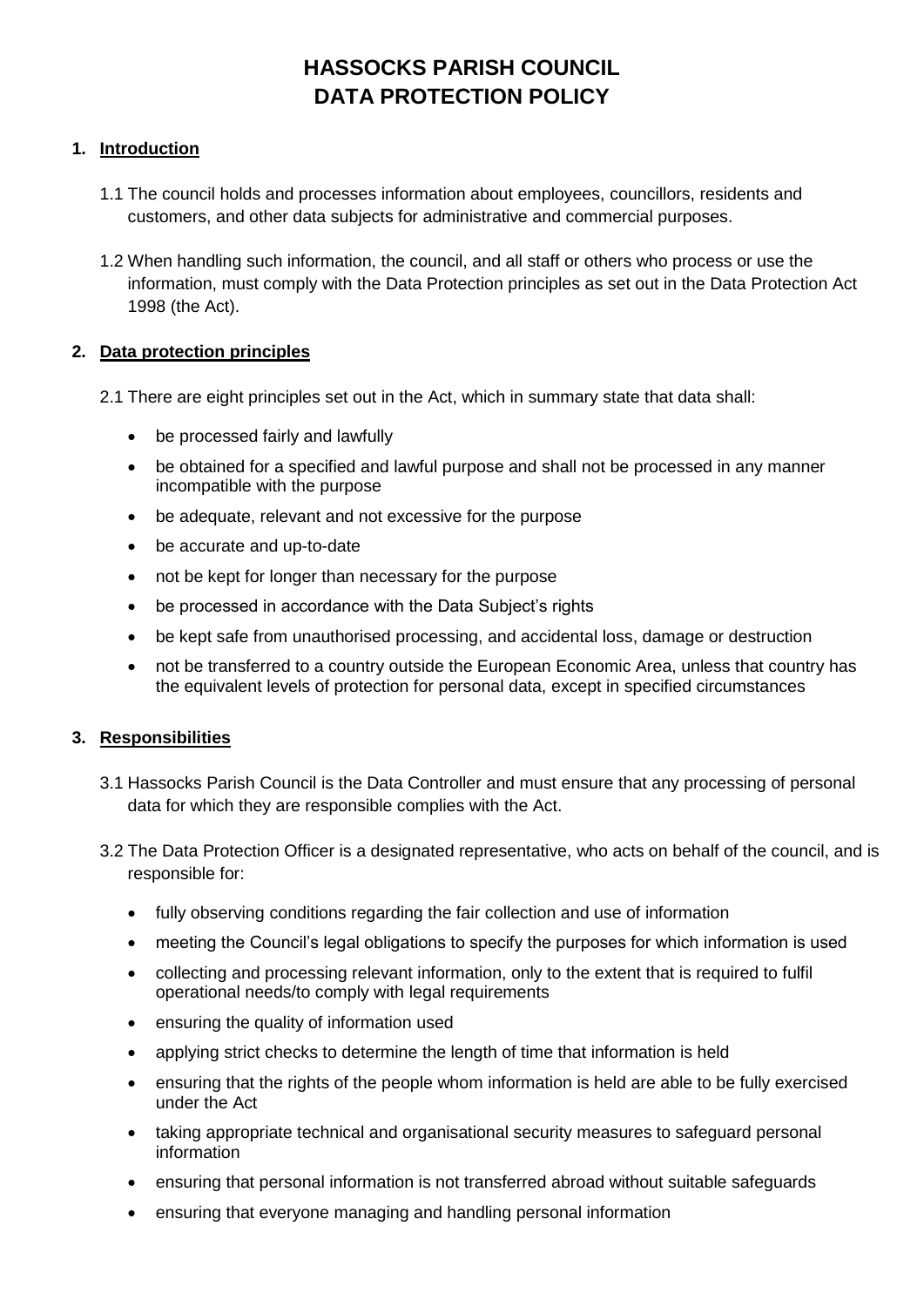# HASSOCKS PARISH COUNCIL
# DATA PROTECTION POLICY

## 1. Introduction

1.1 The council holds and processes information about employees, councillors, residents and customers, and other data subjects for administrative and commercial purposes.

1.2 When handling such information, the council, and all staff or others who process or use the information, must comply with the Data Protection principles as set out in the Data Protection Act 1998 (the Act).

## 2. Data protection principles

2.1 There are eight principles set out in the Act, which in summary state that data shall:

- be processed fairly and lawfully
- be obtained for a specified and lawful purpose and shall not be processed in any manner incompatible with the purpose
- be adequate, relevant and not excessive for the purpose
- be accurate and up-to-date
- not be kept for longer than necessary for the purpose
- be processed in accordance with the Data Subject's rights
- be kept safe from unauthorised processing, and accidental loss, damage or destruction
- not be transferred to a country outside the European Economic Area, unless that country has the equivalent levels of protection for personal data, except in specified circumstances

## 3. Responsibilities

3.1 Hassocks Parish Council is the Data Controller and must ensure that any processing of personal data for which they are responsible complies with the Act.

3.2 The Data Protection Officer is a designated representative, who acts on behalf of the council, and is responsible for:

- fully observing conditions regarding the fair collection and use of information
- meeting the Council's legal obligations to specify the purposes for which information is used
- collecting and processing relevant information, only to the extent that is required to fulfil operational needs/to comply with legal requirements
- ensuring the quality of information used
- applying strict checks to determine the length of time that information is held
- ensuring that the rights of the people whom information is held are able to be fully exercised under the Act
- taking appropriate technical and organisational security measures to safeguard personal information
- ensuring that personal information is not transferred abroad without suitable safeguards
- ensuring that everyone managing and handling personal information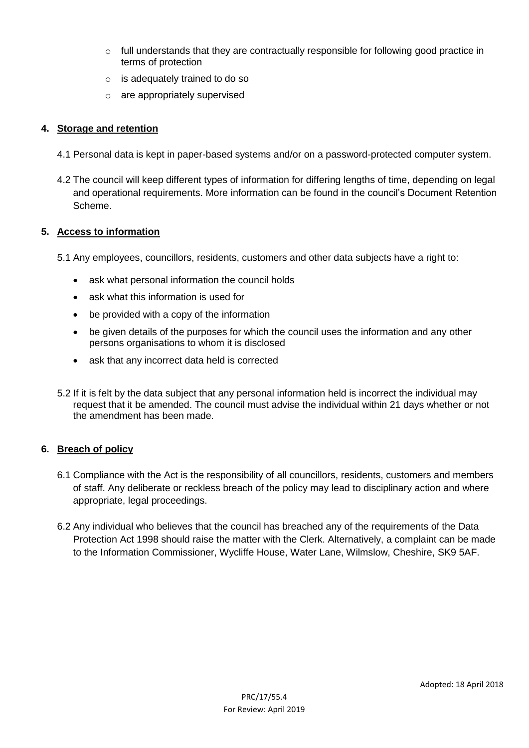- full understands that they are contractually responsible for following good practice in terms of protection
- is adequately trained to do so
- are appropriately supervised

## 4. Storage and retention

4.1 Personal data is kept in paper-based systems and/or on a password-protected computer system.

4.2 The council will keep different types of information for differing lengths of time, depending on legal and operational requirements. More information can be found in the council's Document Retention Scheme.

## 5. Access to information

5.1 Any employees, councillors, residents, customers and other data subjects have a right to:

- ask what personal information the council holds
- ask what this information is used for
- be provided with a copy of the information
- be given details of the purposes for which the council uses the information and any other persons organisations to whom it is disclosed
- ask that any incorrect data held is corrected

5.2 If it is felt by the data subject that any personal information held is incorrect the individual may request that it be amended. The council must advise the individual within 21 days whether or not the amendment has been made.

## 6. Breach of policy

6.1 Compliance with the Act is the responsibility of all councillors, residents, customers and members of staff. Any deliberate or reckless breach of the policy may lead to disciplinary action and where appropriate, legal proceedings.

6.2 Any individual who believes that the council has breached any of the requirements of the Data Protection Act 1998 should raise the matter with the Clerk. Alternatively, a complaint can be made to the Information Commissioner, Wycliffe House, Water Lane, Wilmslow, Cheshire, SK9 5AF.

Adopted: 18 April 2018

PRC/17/55.4

For Review: April 2019